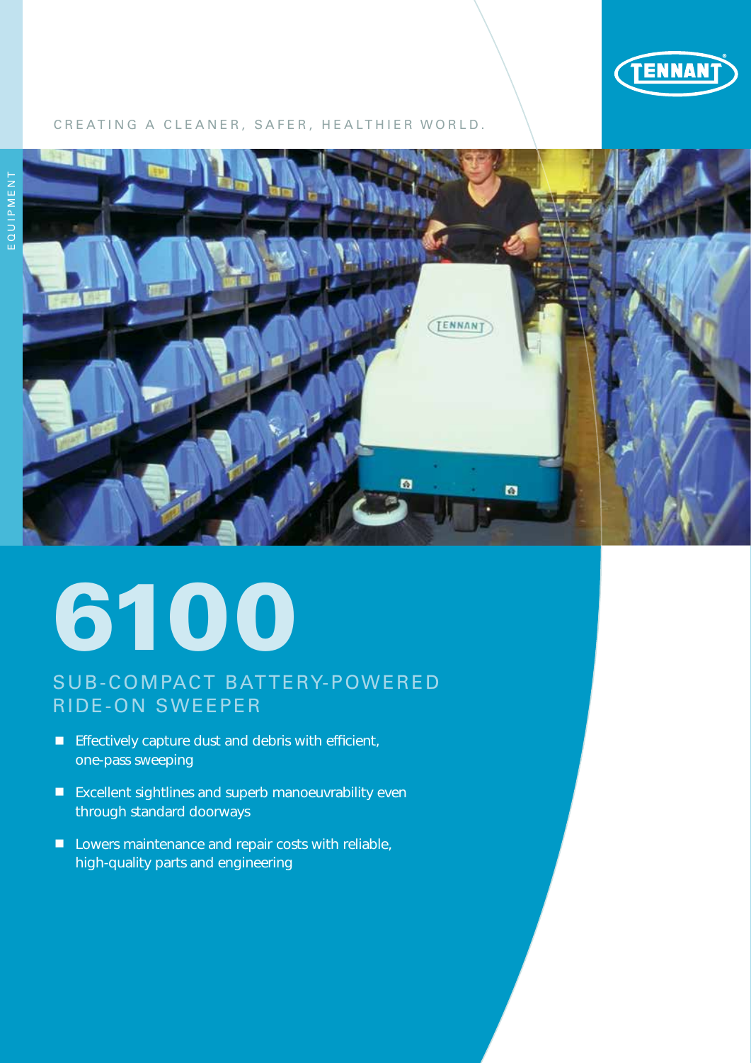CREATING A CLEANER, SAFER, HEALTHIER WORLD.

EQUIPMENT

# 6100

## SUB-COMPACT BATTERY-POWERED RIDE-ON SWEEPER

- Effectively capture dust and debris with efficient, one-pass sweeping
- Excellent sightlines and superb manoeuvrability even through standard doorways
- Lowers maintenance and repair costs with reliable, high-quality parts and engineering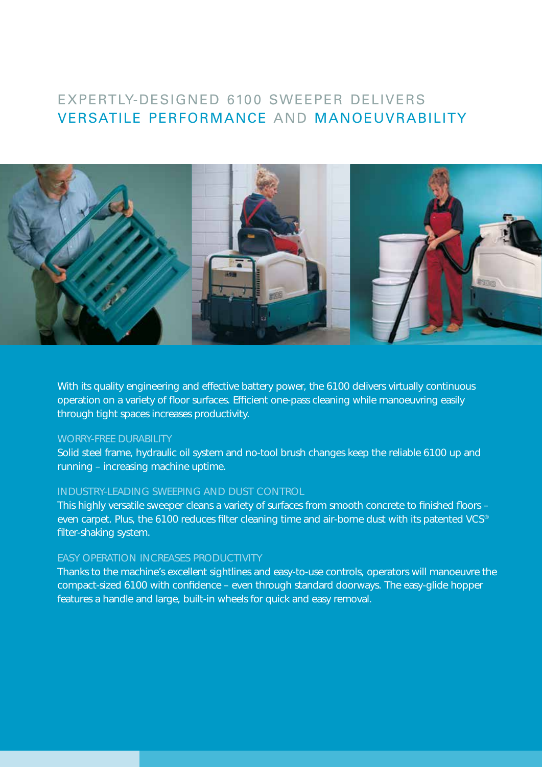# EXPERTLY-DESIGNED 6100 SWEEPER DELIVERS VERSATILE PERFORMANCE AND MANOEUVRABILITY

With its quality engineering and effective battery power, the 6100 delivers virtually continuous operation on a variety of floor surfaces. Efficient one-pass cleaning while manoeuvring easily through tight spaces increases productivity.

## WORRY-FREE DURABILITY

Solid steel frame, hydraulic oil system and no-tool brush changes keep the reliable 6100 up and running – increasing machine uptime.

## INDUSTRY-LEADING SWEEPING AND DUST CONTROL

This highly versatile sweeper cleans a variety of surfaces from smooth concrete to finished floors – even carpet. Plus, the 6100 reduces filter cleaning time and air-borne dust with its patented VCS® filter-shaking system.

## EASY OPERATION INCREASES PRODUCTIVITY

Thanks to the machine's excellent sightlines and easy-to-use controls, operators will manoeuvre the compact-sized 6100 with confidence – even through standard doorways. The easy-glide hopper features a handle and large, built-in wheels for quick and easy removal.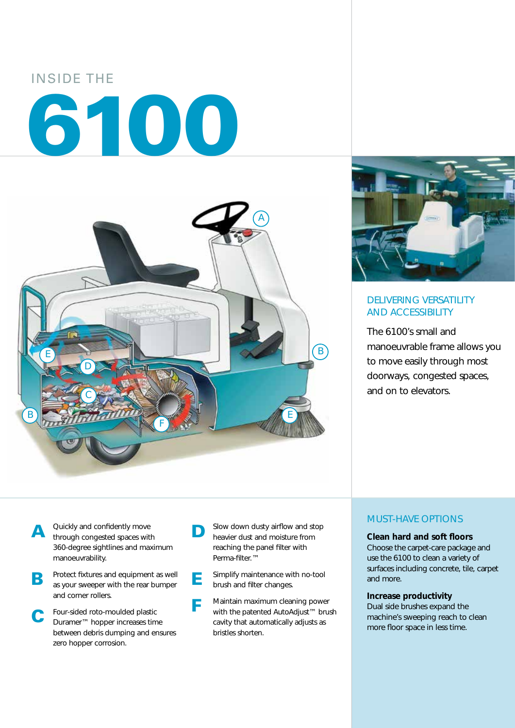# INSIDE THE 6100

## DELIVERING VERSATILITY AND ACCESSIBILITY

The 6100's small and manoeuvrable frame allows you to move easily through most doorways, congested spaces, and on to elevators.

**A** Quickly and confidently move through congested spaces with 360-degree sightlines and maximum manoeuvrability.

**B** Protect fixtures and equipment as well as your sweeper with the rear bumper and corner rollers.

**C** Four-sided roto-moulded plastic Duramer™ hopper increases time between debris dumping and ensures zero hopper corrosion.

**D** Slow down dusty airflow and stop heavier dust and moisture from reaching the panel filter with Perma-filter.™

**E** Simplify maintenance with no-tool brush and filter changes.

**F** Maintain maximum cleaning power with the patented AutoAdjust™ brush cavity that automatically adjusts as bristles shorten.

## MUST-HAVE OPTIONS

**Clean hard and soft floors**
Choose the carpet-care package and use the 6100 to clean a variety of surfaces including concrete, tile, carpet and more.

**Increase productivity**
Dual side brushes expand the machine's sweeping reach to clean more floor space in less time.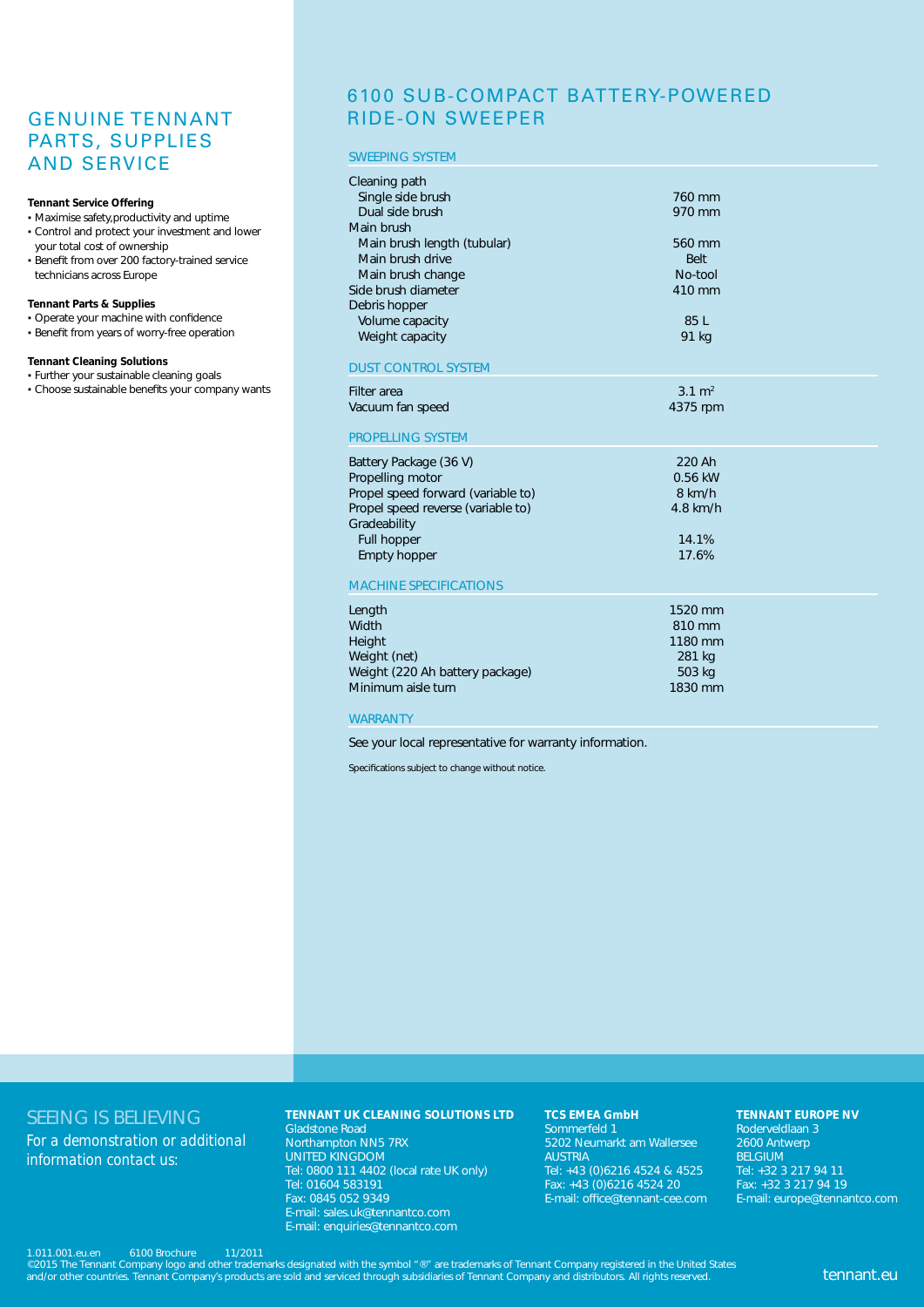## GENUINE TENNANT PARTS, SUPPLIES AND SERVICE

**Tennant Service Offering**

- Maximise safety,productivity and uptime
- Control and protect your investment and lower your total cost of ownership
- Benefit from over 200 factory-trained service technicians across Europe

**Tennant Parts & Supplies**

- Operate your machine with confidence
- Benefit from years of worry-free operation

**Tennant Cleaning Solutions**

- Further your sustainable cleaning goals
- Choose sustainable benefits your company wants

## 6100 SUB-COMPACT BATTERY-POWERED RIDE-ON SWEEPER

### SWEEPING SYSTEM

| | |
|---|---|
| Cleaning path | |
| Single side brush | 760 mm |
| Dual side brush | 970 mm |
| Main brush | |
| Main brush length (tubular) | 560 mm |
| Main brush drive | Belt |
| Main brush change | No-tool |
| Side brush diameter | 410 mm |
| Debris hopper | |
| Volume capacity | 85 L |
| Weight capacity | 91 kg |

### DUST CONTROL SYSTEM

| | |
|---|---|
| Filter area | 3.1 m$^2$ |
| Vacuum fan speed | 4375 rpm |

### PROPELLING SYSTEM

| | |
|---|---|
| Battery Package (36 V) | 220 Ah |
| Propelling motor | 0.56 kW |
| Propel speed forward (variable to) | 8 km/h |
| Propel speed reverse (variable to) | 4.8 km/h |
| Gradeability | |
| Full hopper | 14.1% |
| Empty hopper | 17.6% |

### MACHINE SPECIFICATIONS

| | |
|---|---|
| Length | 1520 mm |
| Width | 810 mm |
| Height | 1180 mm |
| Weight (net) | 281 kg |
| Weight (220 Ah battery package) | 503 kg |
| Minimum aisle turn | 1830 mm |

### WARRANTY

See your local representative for warranty information.

Specifications subject to change without notice.

## SEEING IS BELIEVING

For a demonstration or additional information contact us:

**TENNANT UK CLEANING SOLUTIONS LTD**
Gladstone Road
Northampton NN5 7RX
UNITED KINGDOM
Tel: 0800 111 4402 (local rate UK only)
Tel: 01604 583191
Fax: 0845 052 9349
E-mail: sales.uk@tennantco.com
E-mail: enquiries@tennantco.com

**TCS EMEA GmbH**
Sommerfeld 1
5202 Neumarkt am Wallersee
AUSTRIA
Tel: +43 (0)6216 4524 & 4525
Fax: +43 (0)6216 4524 20
E-mail: office@tennant-cee.com

**TENNANT EUROPE NV**
Roderveldlaan 3
2600 Antwerp
BELGIUM
Tel: +32 3 217 94 11
Fax: +32 3 217 94 19
E-mail: europe@tennantco.com

1.011.001.eu.en 6100 Brochure 11/2011
©2015 The Tennant Company logo and other trademarks designated with the symbol "®" are trademarks of Tennant Company registered in the United States and/or other countries. Tennant Company's products are sold and serviced through subsidiaries of Tennant Company and distributors. All rights reserved.

tennant.eu